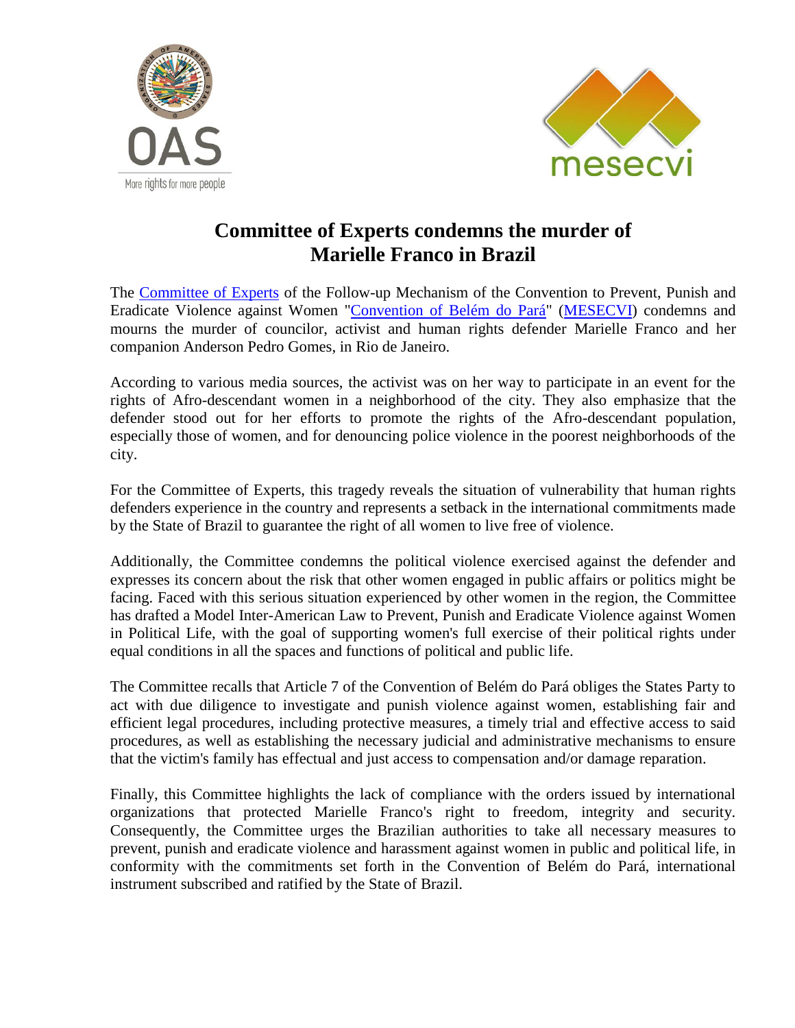# Committee of Experts condemns the murder of Marielle Franco in Brazil

The Committee of Experts of the Follow-up Mechanism of the Convention to Prevent, Punish and Eradicate Violence against Women "Convention of Belém do Pará" (MESECVI) condemns and mourns the murder of councilor, activist and human rights defender Marielle Franco and her companion Anderson Pedro Gomes, in Rio de Janeiro.

According to various media sources, the activist was on her way to participate in an event for the rights of Afro-descendant women in a neighborhood of the city. They also emphasize that the defender stood out for her efforts to promote the rights of the Afro-descendant population, especially those of women, and for denouncing police violence in the poorest neighborhoods of the city.

For the Committee of Experts, this tragedy reveals the situation of vulnerability that human rights defenders experience in the country and represents a setback in the international commitments made by the State of Brazil to guarantee the right of all women to live free of violence.

Additionally, the Committee condemns the political violence exercised against the defender and expresses its concern about the risk that other women engaged in public affairs or politics might be facing. Faced with this serious situation experienced by other women in the region, the Committee has drafted a Model Inter-American Law to Prevent, Punish and Eradicate Violence against Women in Political Life, with the goal of supporting women's full exercise of their political rights under equal conditions in all the spaces and functions of political and public life.

The Committee recalls that Article 7 of the Convention of Belém do Pará obliges the States Party to act with due diligence to investigate and punish violence against women, establishing fair and efficient legal procedures, including protective measures, a timely trial and effective access to said procedures, as well as establishing the necessary judicial and administrative mechanisms to ensure that the victim's family has effectual and just access to compensation and/or damage reparation.

Finally, this Committee highlights the lack of compliance with the orders issued by international organizations that protected Marielle Franco's right to freedom, integrity and security. Consequently, the Committee urges the Brazilian authorities to take all necessary measures to prevent, punish and eradicate violence and harassment against women in public and political life, in conformity with the commitments set forth in the Convention of Belém do Pará, international instrument subscribed and ratified by the State of Brazil.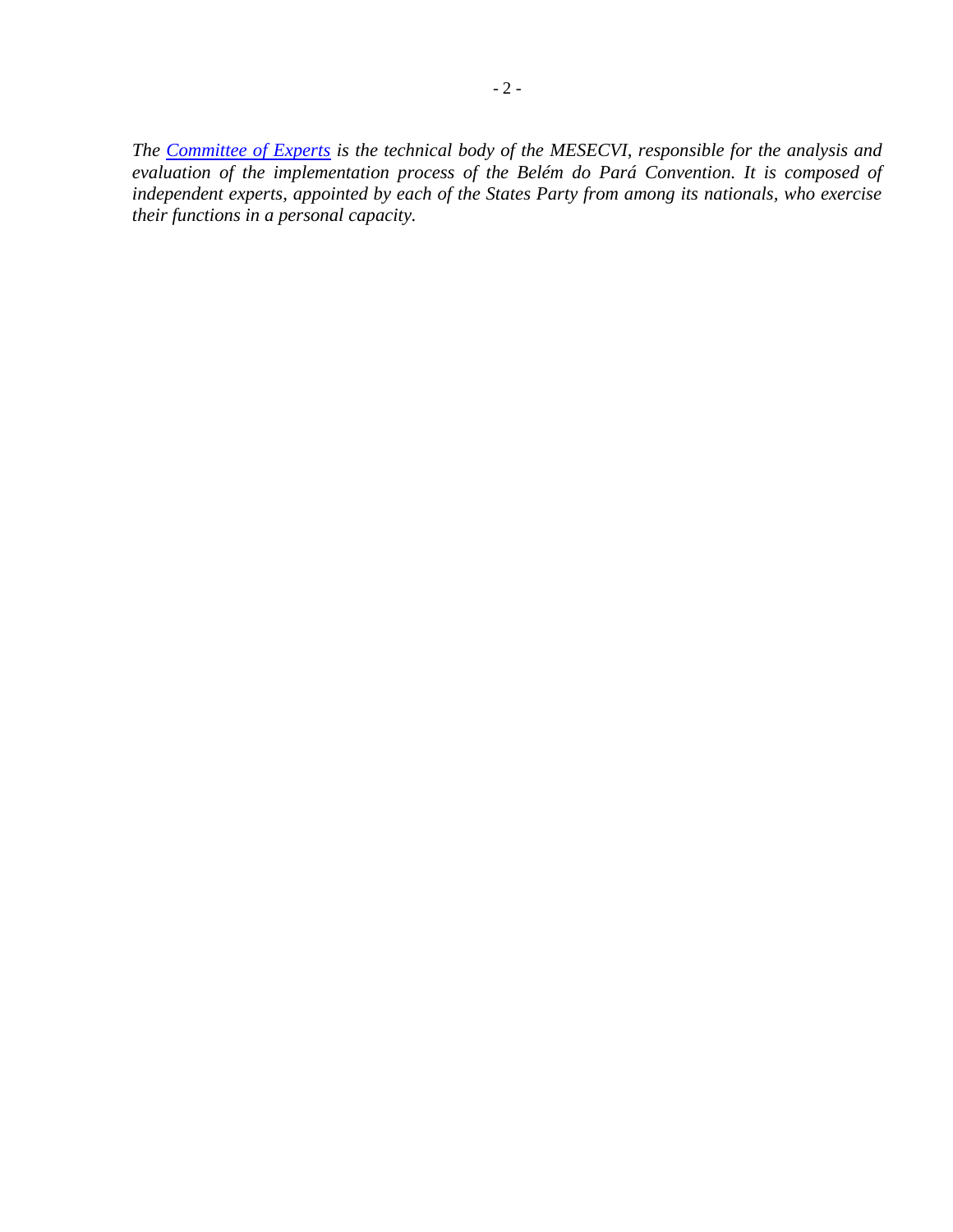*The Committee of Experts is the technical body of the MESECVI, responsible for the analysis and evaluation of the implementation process of the Belém do Pará Convention. It is composed of independent experts, appointed by each of the States Party from among its nationals, who exercise their functions in a personal capacity.*